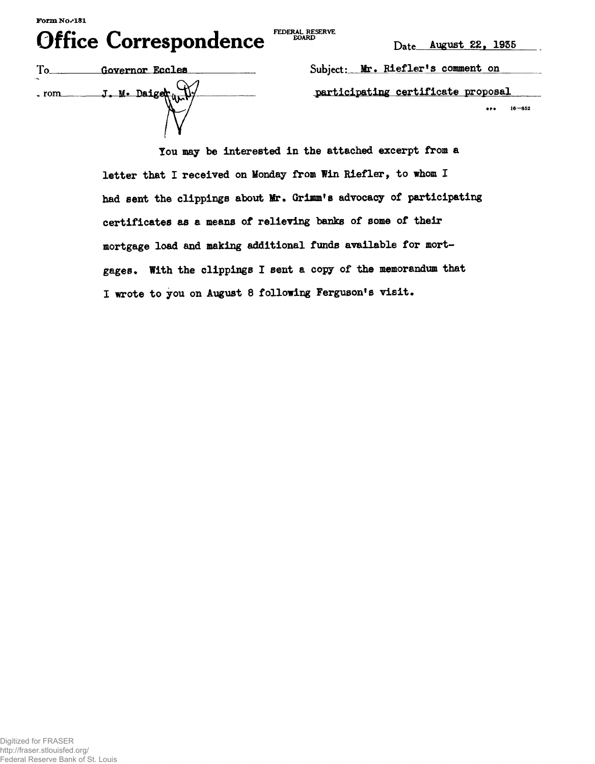Form No. 131

# Office Correspondence

FEDERAL RESERVE BOARD

Date August 22, 1935

To Governor Eccles

From J. M. Daiger

Subject: Mr. Riefler's comment on participating certificate proposal

You may be interested in the attached excerpt from a letter that I received on Monday from Win Riefler, to whom I had sent the clippings about Mr. Grimm's advocacy of participating certificates as a means of relieving banks of some of their mortgage load and making additional funds available for mortgages. With the clippings I sent a copy of the memorandum that I wrote to you on August 8 following Ferguson's visit.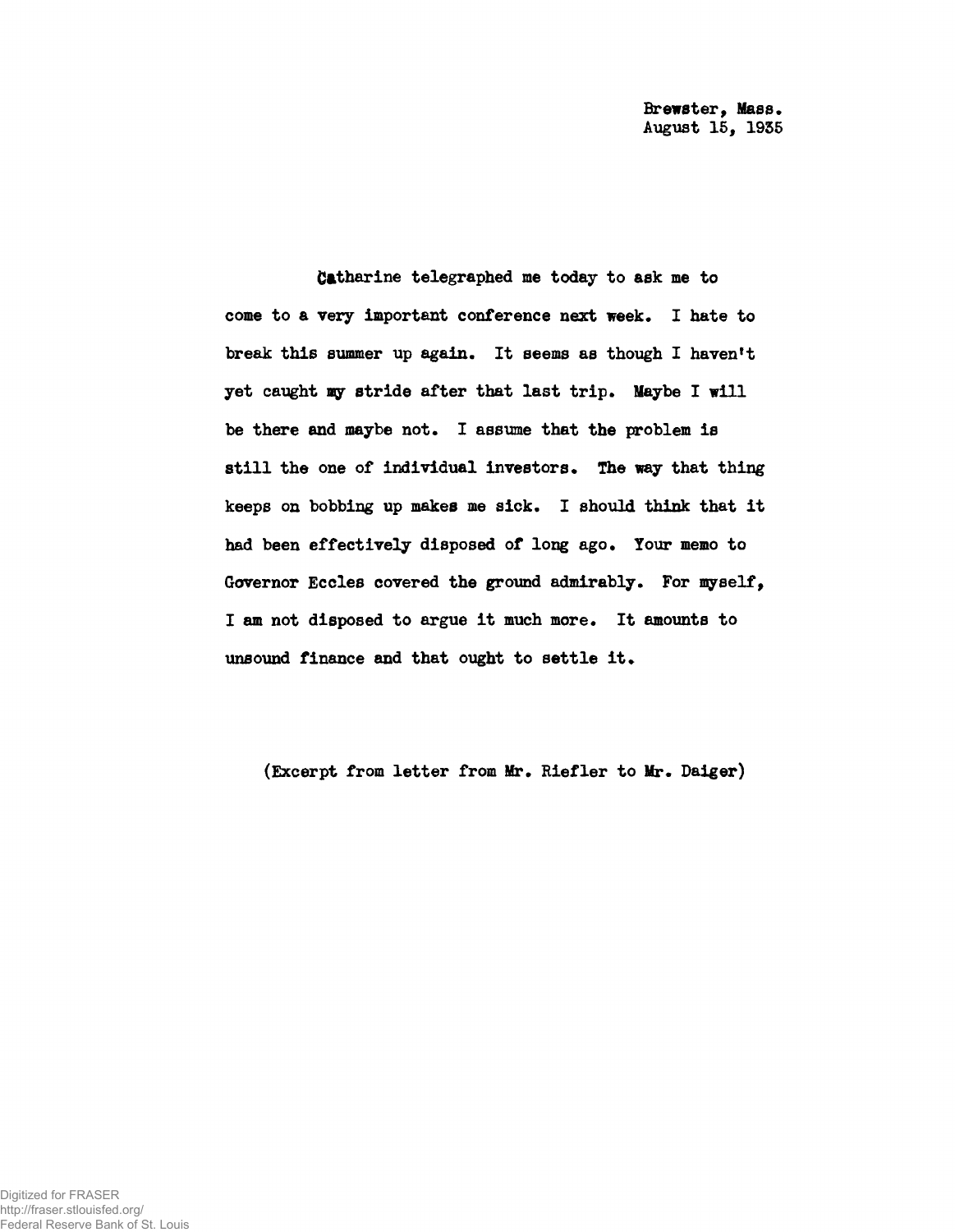Brewster, Mass.
August 15, 1935

Catharine telegraphed me today to ask me to come to a very important conference next week. I hate to break this summer up again. It seems as though I haven't yet caught my stride after that last trip. Maybe I will be there and maybe not. I assume that the problem is still the one of individual investors. The way that thing keeps on bobbing up makes me sick. I should think that it had been effectively disposed of long ago. Your memo to Governor Eccles covered the ground admirably. For myself, I am not disposed to argue it much more. It amounts to unsound finance and that ought to settle it.

(Excerpt from letter from Mr. Riefler to Mr. Daiger)